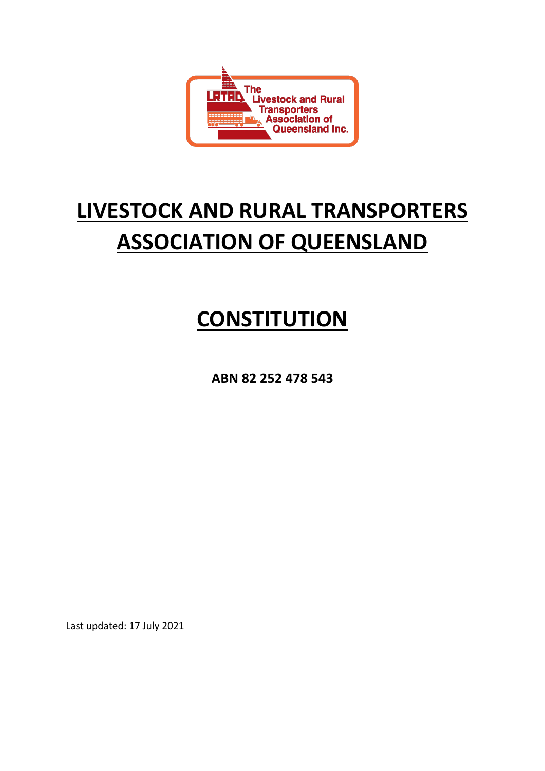# LIVESTOCK AND RURAL TRANSPORTERS ASSOCIATION OF QUEENSLAND

# CONSTITUTION

**ABN 82 252 478 543**

Last updated: 17 July 2021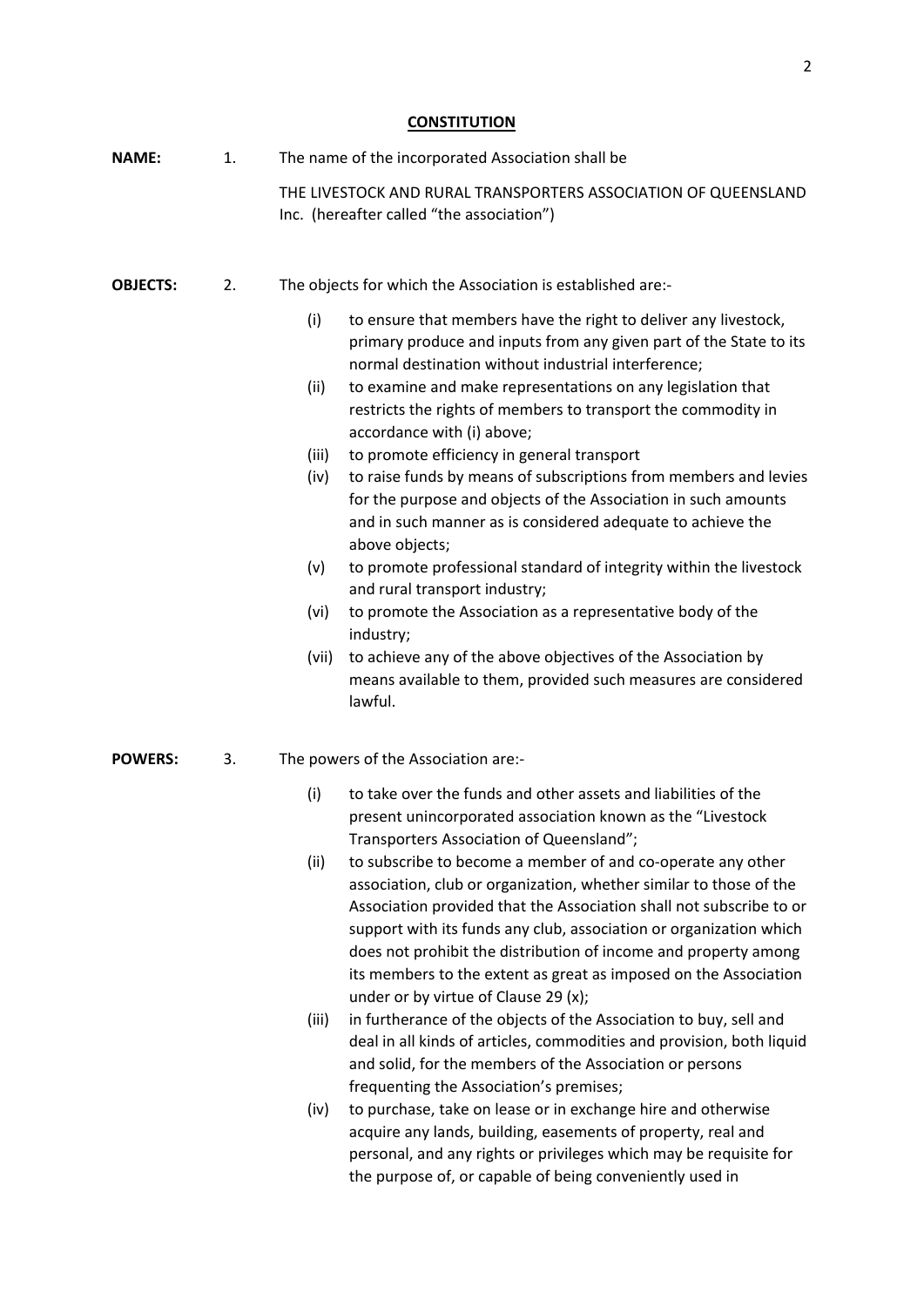# CONSTITUTION

**NAME:** 1. The name of the incorporated Association shall be

THE LIVESTOCK AND RURAL TRANSPORTERS ASSOCIATION OF QUEENSLAND Inc. (hereafter called "the association")

**OBJECTS:** 2. The objects for which the Association is established are:-

- (i) to ensure that members have the right to deliver any livestock, primary produce and inputs from any given part of the State to its normal destination without industrial interference;
- (ii) to examine and make representations on any legislation that restricts the rights of members to transport the commodity in accordance with (i) above;
- (iii) to promote efficiency in general transport
- (iv) to raise funds by means of subscriptions from members and levies for the purpose and objects of the Association in such amounts and in such manner as is considered adequate to achieve the above objects;
- (v) to promote professional standard of integrity within the livestock and rural transport industry;
- (vi) to promote the Association as a representative body of the industry;
- (vii) to achieve any of the above objectives of the Association by means available to them, provided such measures are considered lawful.

**POWERS:** 3. The powers of the Association are:-

- (i) to take over the funds and other assets and liabilities of the present unincorporated association known as the "Livestock Transporters Association of Queensland";
- (ii) to subscribe to become a member of and co-operate any other association, club or organization, whether similar to those of the Association provided that the Association shall not subscribe to or support with its funds any club, association or organization which does not prohibit the distribution of income and property among its members to the extent as great as imposed on the Association under or by virtue of Clause 29 (x);
- (iii) in furtherance of the objects of the Association to buy, sell and deal in all kinds of articles, commodities and provision, both liquid and solid, for the members of the Association or persons frequenting the Association's premises;
- (iv) to purchase, take on lease or in exchange hire and otherwise acquire any lands, building, easements of property, real and personal, and any rights or privileges which may be requisite for the purpose of, or capable of being conveniently used in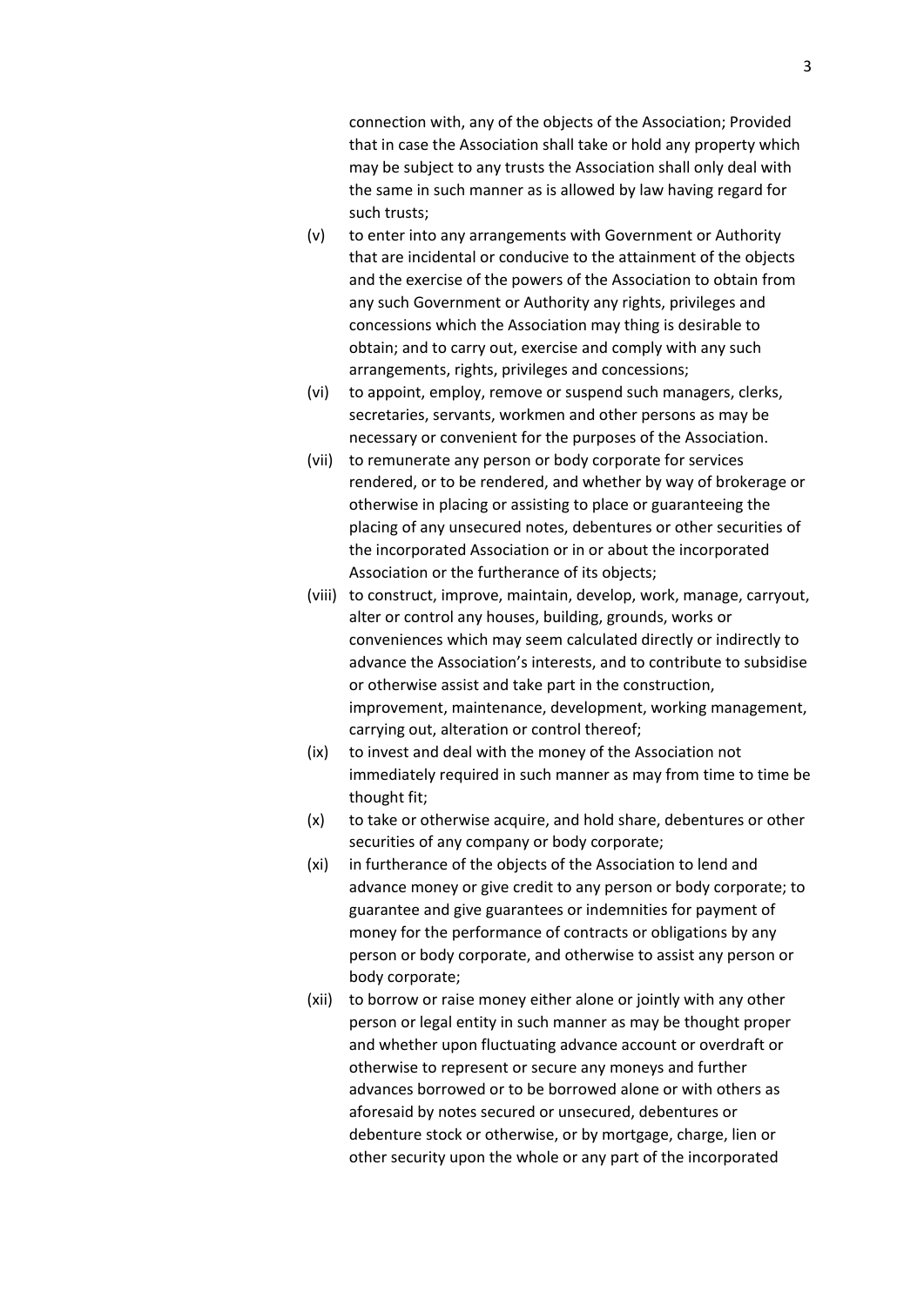connection with, any of the objects of the Association; Provided that in case the Association shall take or hold any property which may be subject to any trusts the Association shall only deal with the same in such manner as is allowed by law having regard for such trusts;

(v) to enter into any arrangements with Government or Authority that are incidental or conducive to the attainment of the objects and the exercise of the powers of the Association to obtain from any such Government or Authority any rights, privileges and concessions which the Association may thing is desirable to obtain; and to carry out, exercise and comply with any such arrangements, rights, privileges and concessions;

(vi) to appoint, employ, remove or suspend such managers, clerks, secretaries, servants, workmen and other persons as may be necessary or convenient for the purposes of the Association.

(vii) to remunerate any person or body corporate for services rendered, or to be rendered, and whether by way of brokerage or otherwise in placing or assisting to place or guaranteeing the placing of any unsecured notes, debentures or other securities of the incorporated Association or in or about the incorporated Association or the furtherance of its objects;

(viii) to construct, improve, maintain, develop, work, manage, carryout, alter or control any houses, building, grounds, works or conveniences which may seem calculated directly or indirectly to advance the Association's interests, and to contribute to subsidise or otherwise assist and take part in the construction, improvement, maintenance, development, working management, carrying out, alteration or control thereof;

(ix) to invest and deal with the money of the Association not immediately required in such manner as may from time to time be thought fit;

(x) to take or otherwise acquire, and hold share, debentures or other securities of any company or body corporate;

(xi) in furtherance of the objects of the Association to lend and advance money or give credit to any person or body corporate; to guarantee and give guarantees or indemnities for payment of money for the performance of contracts or obligations by any person or body corporate, and otherwise to assist any person or body corporate;

(xii) to borrow or raise money either alone or jointly with any other person or legal entity in such manner as may be thought proper and whether upon fluctuating advance account or overdraft or otherwise to represent or secure any moneys and further advances borrowed or to be borrowed alone or with others as aforesaid by notes secured or unsecured, debentures or debenture stock or otherwise, or by mortgage, charge, lien or other security upon the whole or any part of the incorporated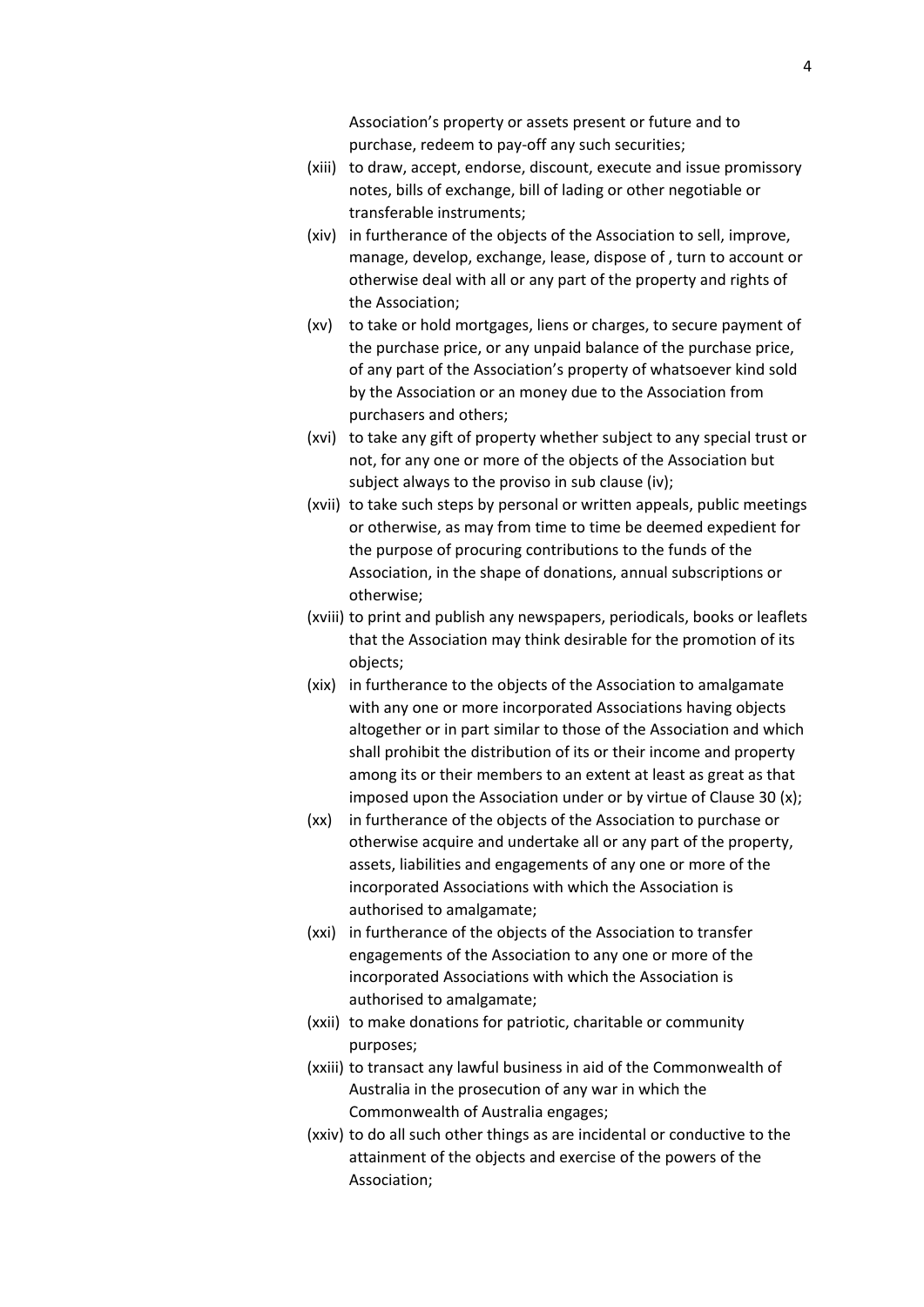Association's property or assets present or future and to purchase, redeem to pay-off any such securities;

(xiii) to draw, accept, endorse, discount, execute and issue promissory notes, bills of exchange, bill of lading or other negotiable or transferable instruments;

(xiv) in furtherance of the objects of the Association to sell, improve, manage, develop, exchange, lease, dispose of , turn to account or otherwise deal with all or any part of the property and rights of the Association;

(xv) to take or hold mortgages, liens or charges, to secure payment of the purchase price, or any unpaid balance of the purchase price, of any part of the Association's property of whatsoever kind sold by the Association or an money due to the Association from purchasers and others;

(xvi) to take any gift of property whether subject to any special trust or not, for any one or more of the objects of the Association but subject always to the proviso in sub clause (iv);

(xvii) to take such steps by personal or written appeals, public meetings or otherwise, as may from time to time be deemed expedient for the purpose of procuring contributions to the funds of the Association, in the shape of donations, annual subscriptions or otherwise;

(xviii) to print and publish any newspapers, periodicals, books or leaflets that the Association may think desirable for the promotion of its objects;

(xix) in furtherance to the objects of the Association to amalgamate with any one or more incorporated Associations having objects altogether or in part similar to those of the Association and which shall prohibit the distribution of its or their income and property among its or their members to an extent at least as great as that imposed upon the Association under or by virtue of Clause 30 (x);

(xx) in furtherance of the objects of the Association to purchase or otherwise acquire and undertake all or any part of the property, assets, liabilities and engagements of any one or more of the incorporated Associations with which the Association is authorised to amalgamate;

(xxi) in furtherance of the objects of the Association to transfer engagements of the Association to any one or more of the incorporated Associations with which the Association is authorised to amalgamate;

(xxii) to make donations for patriotic, charitable or community purposes;

(xxiii) to transact any lawful business in aid of the Commonwealth of Australia in the prosecution of any war in which the Commonwealth of Australia engages;

(xxiv) to do all such other things as are incidental or conductive to the attainment of the objects and exercise of the powers of the Association;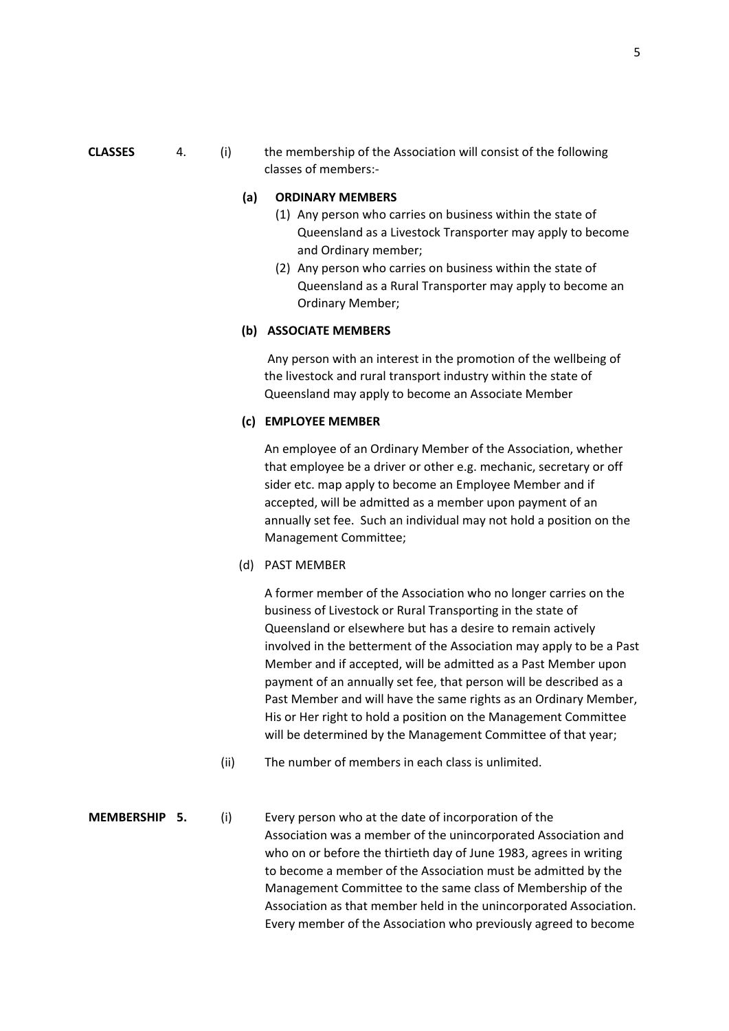**CLASSES** 4. (i) the membership of the Association will consist of the following classes of members:-

**(a) ORDINARY MEMBERS**

(1) Any person who carries on business within the state of Queensland as a Livestock Transporter may apply to become and Ordinary member;

(2) Any person who carries on business within the state of Queensland as a Rural Transporter may apply to become an Ordinary Member;

**(b) ASSOCIATE MEMBERS**

Any person with an interest in the promotion of the wellbeing of the livestock and rural transport industry within the state of Queensland may apply to become an Associate Member

**(c) EMPLOYEE MEMBER**

An employee of an Ordinary Member of the Association, whether that employee be a driver or other e.g. mechanic, secretary or off sider etc. map apply to become an Employee Member and if accepted, will be admitted as a member upon payment of an annually set fee. Such an individual may not hold a position on the Management Committee;

(d) PAST MEMBER

A former member of the Association who no longer carries on the business of Livestock or Rural Transporting in the state of Queensland or elsewhere but has a desire to remain actively involved in the betterment of the Association may apply to be a Past Member and if accepted, will be admitted as a Past Member upon payment of an annually set fee, that person will be described as a Past Member and will have the same rights as an Ordinary Member, His or Her right to hold a position on the Management Committee will be determined by the Management Committee of that year;

(ii) The number of members in each class is unlimited.

**MEMBERSHIP 5.** (i) Every person who at the date of incorporation of the Association was a member of the unincorporated Association and who on or before the thirtieth day of June 1983, agrees in writing to become a member of the Association must be admitted by the Management Committee to the same class of Membership of the Association as that member held in the unincorporated Association. Every member of the Association who previously agreed to become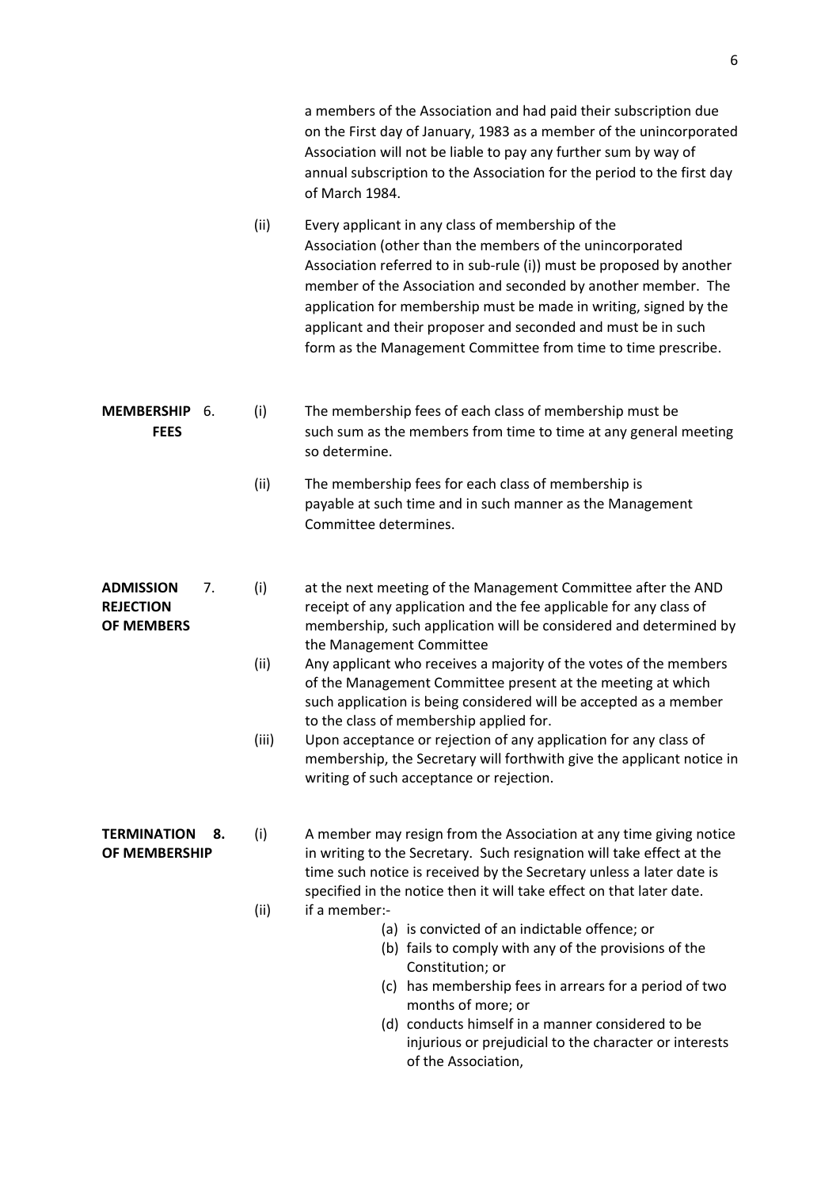a members of the Association and had paid their subscription due on the First day of January, 1983 as a member of the unincorporated Association will not be liable to pay any further sum by way of annual subscription to the Association for the period to the first day of March 1984.

(ii) Every applicant in any class of membership of the Association (other than the members of the unincorporated Association referred to in sub-rule (i)) must be proposed by another member of the Association and seconded by another member. The application for membership must be made in writing, signed by the applicant and their proposer and seconded and must be in such form as the Management Committee from time to time prescribe.

**MEMBERSHIP FEES** 6.

(i) The membership fees of each class of membership must be such sum as the members from time to time at any general meeting so determine.

(ii) The membership fees for each class of membership is payable at such time and in such manner as the Management Committee determines.

**ADMISSION REJECTION OF MEMBERS** 7.

(i) at the next meeting of the Management Committee after the AND receipt of any application and the fee applicable for any class of membership, such application will be considered and determined by the Management Committee

(ii) Any applicant who receives a majority of the votes of the members of the Management Committee present at the meeting at which such application is being considered will be accepted as a member to the class of membership applied for.

(iii) Upon acceptance or rejection of any application for any class of membership, the Secretary will forthwith give the applicant notice in writing of such acceptance or rejection.

**TERMINATION OF MEMBERSHIP** **8.**

(i) A member may resign from the Association at any time giving notice in writing to the Secretary. Such resignation will take effect at the time such notice is received by the Secretary unless a later date is specified in the notice then it will take effect on that later date.

(ii) if a member:-

(a) is convicted of an indictable offence; or
(b) fails to comply with any of the provisions of the Constitution; or
(c) has membership fees in arrears for a period of two months of more; or
(d) conducts himself in a manner considered to be injurious or prejudicial to the character or interests of the Association,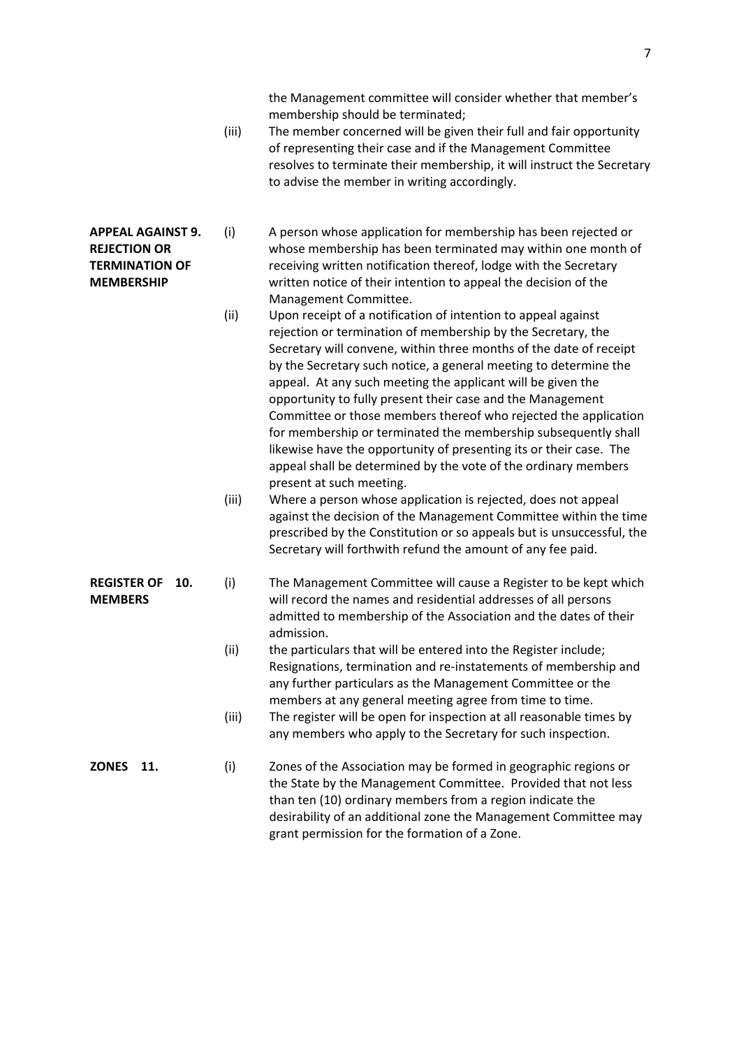the Management committee will consider whether that member's membership should be terminated;

(iii) The member concerned will be given their full and fair opportunity of representing their case and if the Management Committee resolves to terminate their membership, it will instruct the Secretary to advise the member in writing accordingly.

**APPEAL AGAINST REJECTION OR TERMINATION OF MEMBERSHIP 9.**

(i) A person whose application for membership has been rejected or whose membership has been terminated may within one month of receiving written notification thereof, lodge with the Secretary written notice of their intention to appeal the decision of the Management Committee.

(ii) Upon receipt of a notification of intention to appeal against rejection or termination of membership by the Secretary, the Secretary will convene, within three months of the date of receipt by the Secretary such notice, a general meeting to determine the appeal. At any such meeting the applicant will be given the opportunity to fully present their case and the Management Committee or those members thereof who rejected the application for membership or terminated the membership subsequently shall likewise have the opportunity of presenting its or their case. The appeal shall be determined by the vote of the ordinary members present at such meeting.

(iii) Where a person whose application is rejected, does not appeal against the decision of the Management Committee within the time prescribed by the Constitution or so appeals but is unsuccessful, the Secretary will forthwith refund the amount of any fee paid.

**REGISTER OF MEMBERS 10.**

(i) The Management Committee will cause a Register to be kept which will record the names and residential addresses of all persons admitted to membership of the Association and the dates of their admission.

(ii) the particulars that will be entered into the Register include; Resignations, termination and re-instatements of membership and any further particulars as the Management Committee or the members at any general meeting agree from time to time.

(iii) The register will be open for inspection at all reasonable times by any members who apply to the Secretary for such inspection.

**ZONES 11.**

(i) Zones of the Association may be formed in geographic regions or the State by the Management Committee. Provided that not less than ten (10) ordinary members from a region indicate the desirability of an additional zone the Management Committee may grant permission for the formation of a Zone.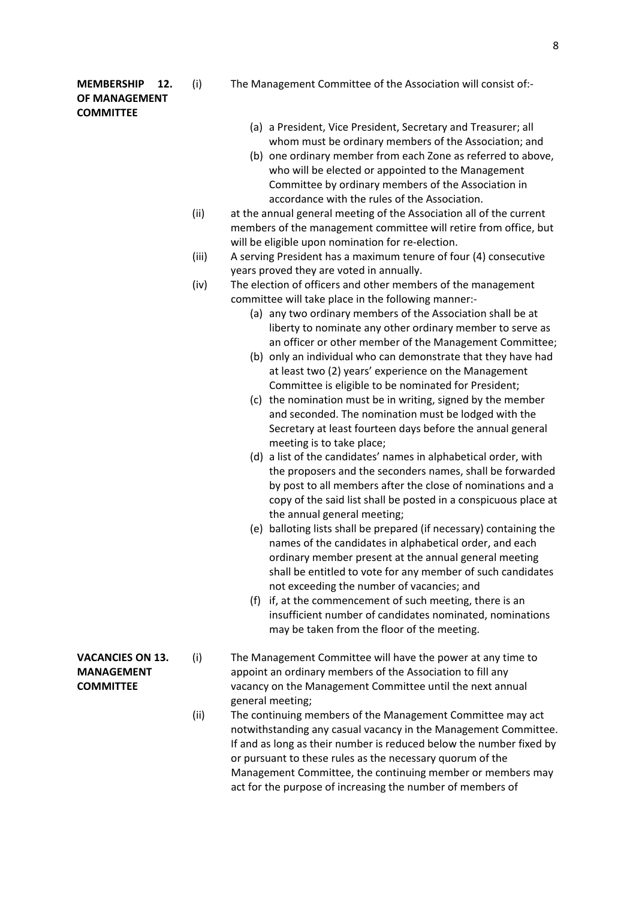**MEMBERSHIP OF MANAGEMENT COMMITTEE**

**12.**

(i) The Management Committee of the Association will consist of:-

- (a) a President, Vice President, Secretary and Treasurer; all whom must be ordinary members of the Association; and
- (b) one ordinary member from each Zone as referred to above, who will be elected or appointed to the Management Committee by ordinary members of the Association in accordance with the rules of the Association.

(ii) at the annual general meeting of the Association all of the current members of the management committee will retire from office, but will be eligible upon nomination for re-election.

(iii) A serving President has a maximum tenure of four (4) consecutive years proved they are voted in annually.

(iv) The election of officers and other members of the management committee will take place in the following manner:-

- (a) any two ordinary members of the Association shall be at liberty to nominate any other ordinary member to serve as an officer or other member of the Management Committee;
- (b) only an individual who can demonstrate that they have had at least two (2) years' experience on the Management Committee is eligible to be nominated for President;
- (c) the nomination must be in writing, signed by the member and seconded. The nomination must be lodged with the Secretary at least fourteen days before the annual general meeting is to take place;
- (d) a list of the candidates' names in alphabetical order, with the proposers and the seconders names, shall be forwarded by post to all members after the close of nominations and a copy of the said list shall be posted in a conspicuous place at the annual general meeting;
- (e) balloting lists shall be prepared (if necessary) containing the names of the candidates in alphabetical order, and each ordinary member present at the annual general meeting shall be entitled to vote for any member of such candidates not exceeding the number of vacancies; and
- (f) if, at the commencement of such meeting, there is an insufficient number of candidates nominated, nominations may be taken from the floor of the meeting.

**VACANCIES ON MANAGEMENT COMMITTEE**

**13.**

(i) The Management Committee will have the power at any time to appoint an ordinary members of the Association to fill any vacancy on the Management Committee until the next annual general meeting;

(ii) The continuing members of the Management Committee may act notwithstanding any casual vacancy in the Management Committee. If and as long as their number is reduced below the number fixed by or pursuant to these rules as the necessary quorum of the Management Committee, the continuing member or members may act for the purpose of increasing the number of members of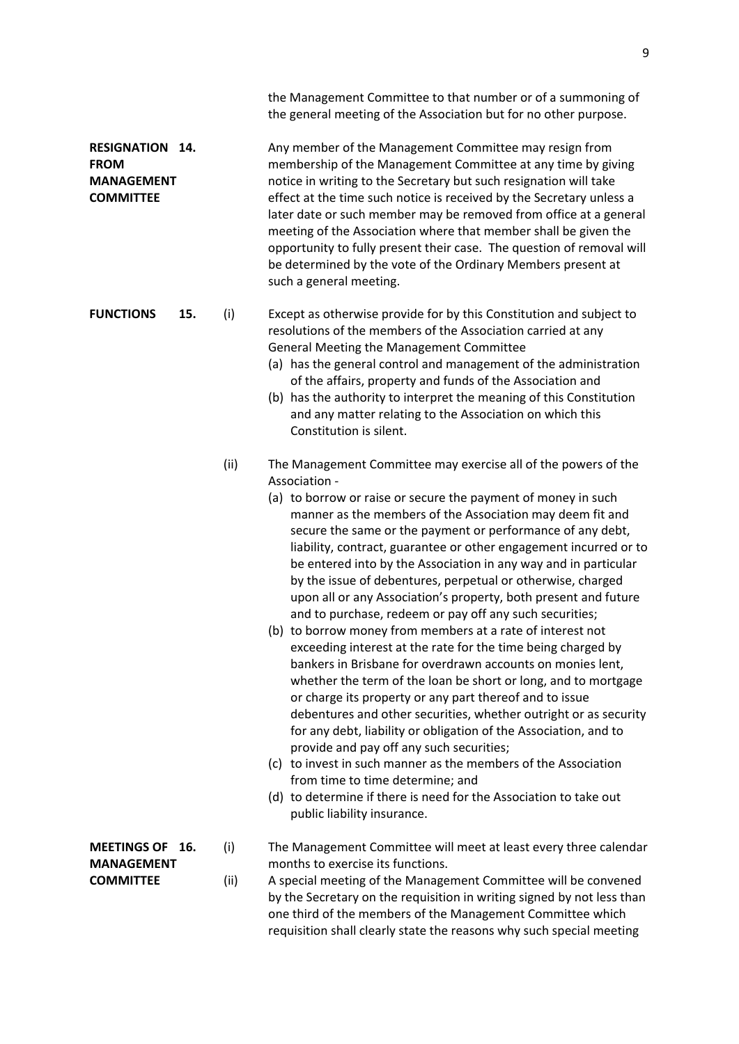the Management Committee to that number or of a summoning of the general meeting of the Association but for no other purpose.

**RESIGNATION FROM MANAGEMENT COMMITTEE**

**14.** Any member of the Management Committee may resign from membership of the Management Committee at any time by giving notice in writing to the Secretary but such resignation will take effect at the time such notice is received by the Secretary unless a later date or such member may be removed from office at a general meeting of the Association where that member shall be given the opportunity to fully present their case. The question of removal will be determined by the vote of the Ordinary Members present at such a general meeting.

**FUNCTIONS**

**15.** (i) Except as otherwise provide for by this Constitution and subject to resolutions of the members of the Association carried at any General Meeting the Management Committee

(a) has the general control and management of the administration of the affairs, property and funds of the Association and

(b) has the authority to interpret the meaning of this Constitution and any matter relating to the Association on which this Constitution is silent.

(ii) The Management Committee may exercise all of the powers of the Association -

(a) to borrow or raise or secure the payment of money in such manner as the members of the Association may deem fit and secure the same or the payment or performance of any debt, liability, contract, guarantee or other engagement incurred or to be entered into by the Association in any way and in particular by the issue of debentures, perpetual or otherwise, charged upon all or any Association's property, both present and future and to purchase, redeem or pay off any such securities;

(b) to borrow money from members at a rate of interest not exceeding interest at the rate for the time being charged by bankers in Brisbane for overdrawn accounts on monies lent, whether the term of the loan be short or long, and to mortgage or charge its property or any part thereof and to issue debentures and other securities, whether outright or as security for any debt, liability or obligation of the Association, and to provide and pay off any such securities;

(c) to invest in such manner as the members of the Association from time to time determine; and

(d) to determine if there is need for the Association to take out public liability insurance.

**MEETINGS OF MANAGEMENT COMMITTEE**

**16.** (i) The Management Committee will meet at least every three calendar months to exercise its functions.

(ii) A special meeting of the Management Committee will be convened by the Secretary on the requisition in writing signed by not less than one third of the members of the Management Committee which requisition shall clearly state the reasons why such special meeting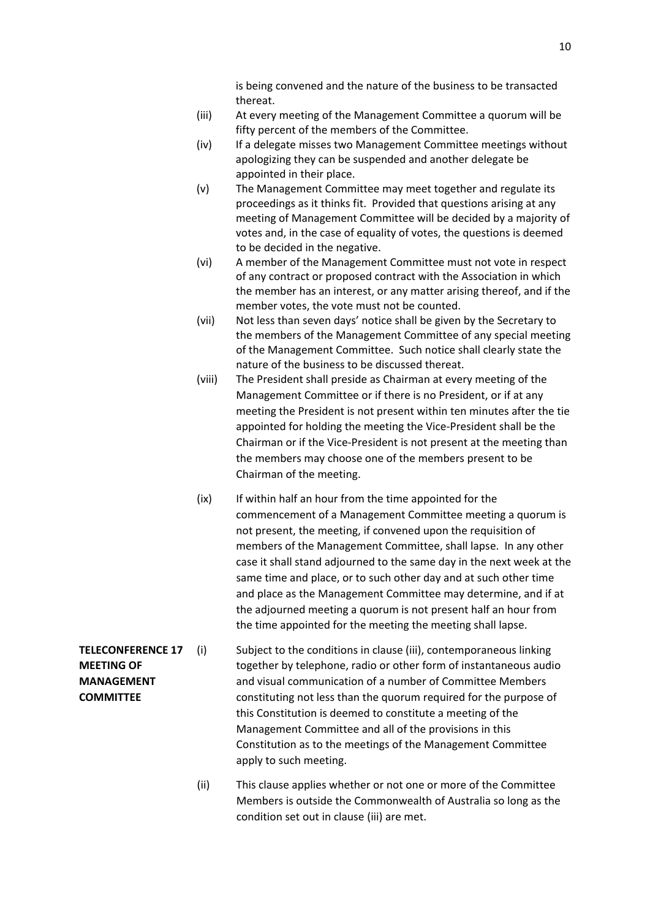is being convened and the nature of the business to be transacted thereat.

(iii) At every meeting of the Management Committee a quorum will be fifty percent of the members of the Committee.

(iv) If a delegate misses two Management Committee meetings without apologizing they can be suspended and another delegate be appointed in their place.

(v) The Management Committee may meet together and regulate its proceedings as it thinks fit. Provided that questions arising at any meeting of Management Committee will be decided by a majority of votes and, in the case of equality of votes, the questions is deemed to be decided in the negative.

(vi) A member of the Management Committee must not vote in respect of any contract or proposed contract with the Association in which the member has an interest, or any matter arising thereof, and if the member votes, the vote must not be counted.

(vii) Not less than seven days' notice shall be given by the Secretary to the members of the Management Committee of any special meeting of the Management Committee. Such notice shall clearly state the nature of the business to be discussed thereat.

(viii) The President shall preside as Chairman at every meeting of the Management Committee or if there is no President, or if at any meeting the President is not present within ten minutes after the tie appointed for holding the meeting the Vice-President shall be the Chairman or if the Vice-President is not present at the meeting than the members may choose one of the members present to be Chairman of the meeting.

(ix) If within half an hour from the time appointed for the commencement of a Management Committee meeting a quorum is not present, the meeting, if convened upon the requisition of members of the Management Committee, shall lapse. In any other case it shall stand adjourned to the same day in the next week at the same time and place, or to such other day and at such other time and place as the Management Committee may determine, and if at the adjourned meeting a quorum is not present half an hour from the time appointed for the meeting the meeting shall lapse.

**TELECONFERENCE MEETING OF MANAGEMENT COMMITTEE 17**

(i) Subject to the conditions in clause (iii), contemporaneous linking together by telephone, radio or other form of instantaneous audio and visual communication of a number of Committee Members constituting not less than the quorum required for the purpose of this Constitution is deemed to constitute a meeting of the Management Committee and all of the provisions in this Constitution as to the meetings of the Management Committee apply to such meeting.

(ii) This clause applies whether or not one or more of the Committee Members is outside the Commonwealth of Australia so long as the condition set out in clause (iii) are met.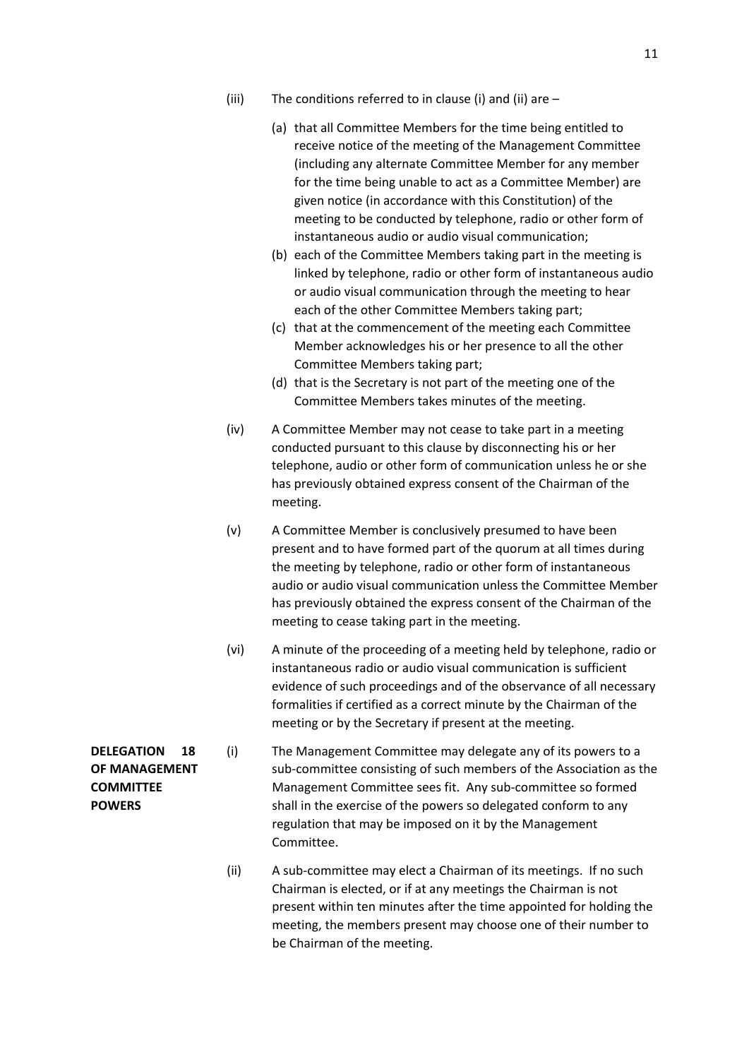(iii) The conditions referred to in clause (i) and (ii) are –

(a) that all Committee Members for the time being entitled to receive notice of the meeting of the Management Committee (including any alternate Committee Member for any member for the time being unable to act as a Committee Member) are given notice (in accordance with this Constitution) of the meeting to be conducted by telephone, radio or other form of instantaneous audio or audio visual communication;

(b) each of the Committee Members taking part in the meeting is linked by telephone, radio or other form of instantaneous audio or audio visual communication through the meeting to hear each of the other Committee Members taking part;

(c) that at the commencement of the meeting each Committee Member acknowledges his or her presence to all the other Committee Members taking part;

(d) that is the Secretary is not part of the meeting one of the Committee Members takes minutes of the meeting.

(iv) A Committee Member may not cease to take part in a meeting conducted pursuant to this clause by disconnecting his or her telephone, audio or other form of communication unless he or she has previously obtained express consent of the Chairman of the meeting.

(v) A Committee Member is conclusively presumed to have been present and to have formed part of the quorum at all times during the meeting by telephone, radio or other form of instantaneous audio or audio visual communication unless the Committee Member has previously obtained the express consent of the Chairman of the meeting to cease taking part in the meeting.

(vi) A minute of the proceeding of a meeting held by telephone, radio or instantaneous radio or audio visual communication is sufficient evidence of such proceedings and of the observance of all necessary formalities if certified as a correct minute by the Chairman of the meeting or by the Secretary if present at the meeting.

**DELEGATION OF MANAGEMENT COMMITTEE POWERS**

**18**

(i) The Management Committee may delegate any of its powers to a sub-committee consisting of such members of the Association as the Management Committee sees fit. Any sub-committee so formed shall in the exercise of the powers so delegated conform to any regulation that may be imposed on it by the Management Committee.

(ii) A sub-committee may elect a Chairman of its meetings. If no such Chairman is elected, or if at any meetings the Chairman is not present within ten minutes after the time appointed for holding the meeting, the members present may choose one of their number to be Chairman of the meeting.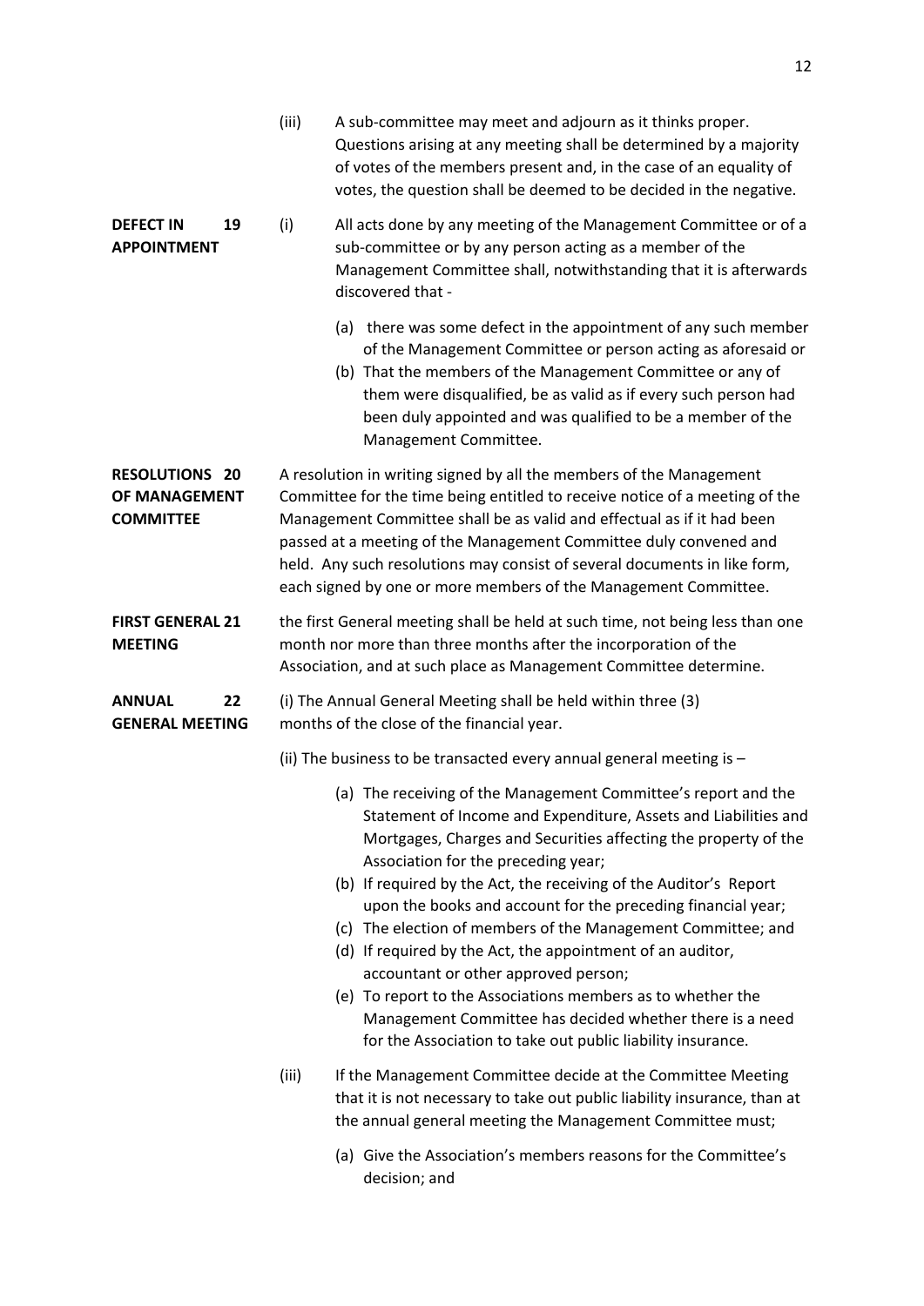(iii) A sub-committee may meet and adjourn as it thinks proper. Questions arising at any meeting shall be determined by a majority of votes of the members present and, in the case of an equality of votes, the question shall be deemed to be decided in the negative.

**DEFECT IN APPOINTMENT 19**

(i) All acts done by any meeting of the Management Committee or of a sub-committee or by any person acting as a member of the Management Committee shall, notwithstanding that it is afterwards discovered that -

(a) there was some defect in the appointment of any such member of the Management Committee or person acting as aforesaid or

(b) That the members of the Management Committee or any of them were disqualified, be as valid as if every such person had been duly appointed and was qualified to be a member of the Management Committee.

**RESOLUTIONS OF MANAGEMENT COMMITTEE 20**

A resolution in writing signed by all the members of the Management Committee for the time being entitled to receive notice of a meeting of the Management Committee shall be as valid and effectual as if it had been passed at a meeting of the Management Committee duly convened and held. Any such resolutions may consist of several documents in like form, each signed by one or more members of the Management Committee.

**FIRST GENERAL MEETING 21**

the first General meeting shall be held at such time, not being less than one month nor more than three months after the incorporation of the Association, and at such place as Management Committee determine.

**ANNUAL GENERAL MEETING 22**

(i) The Annual General Meeting shall be held within three (3) months of the close of the financial year.

(ii) The business to be transacted every annual general meeting is –

(a) The receiving of the Management Committee's report and the Statement of Income and Expenditure, Assets and Liabilities and Mortgages, Charges and Securities affecting the property of the Association for the preceding year;

(b) If required by the Act, the receiving of the Auditor's Report upon the books and account for the preceding financial year;

(c) The election of members of the Management Committee; and

(d) If required by the Act, the appointment of an auditor, accountant or other approved person;

(e) To report to the Associations members as to whether the Management Committee has decided whether there is a need for the Association to take out public liability insurance.

(iii) If the Management Committee decide at the Committee Meeting that it is not necessary to take out public liability insurance, than at the annual general meeting the Management Committee must;

(a) Give the Association's members reasons for the Committee's decision; and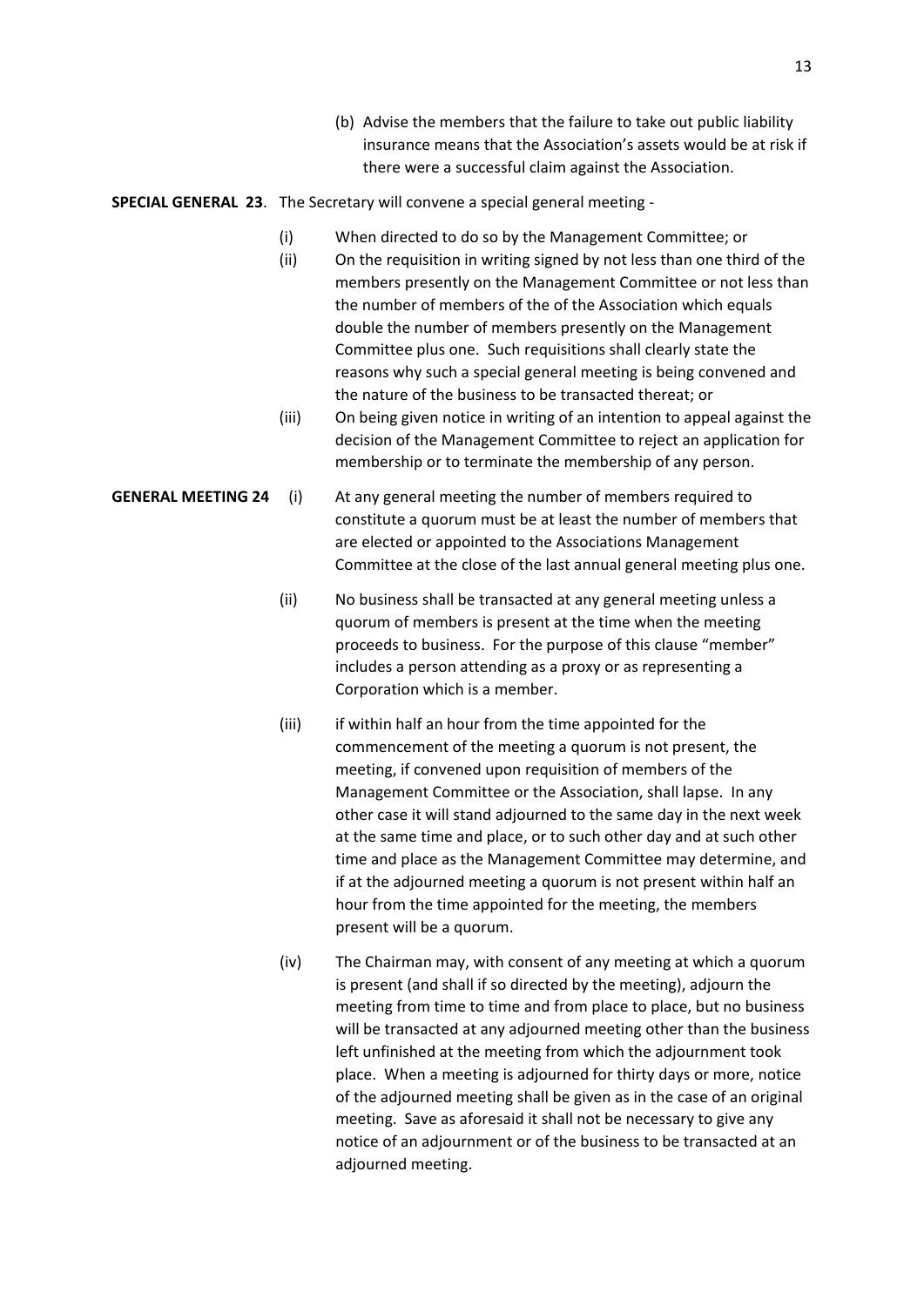(b) Advise the members that the failure to take out public liability insurance means that the Association's assets would be at risk if there were a successful claim against the Association.

**SPECIAL GENERAL 23**. The Secretary will convene a special general meeting -

(i) When directed to do so by the Management Committee; or

(ii) On the requisition in writing signed by not less than one third of the members presently on the Management Committee or not less than the number of members of the of the Association which equals double the number of members presently on the Management Committee plus one. Such requisitions shall clearly state the reasons why such a special general meeting is being convened and the nature of the business to be transacted thereat; or

(iii) On being given notice in writing of an intention to appeal against the decision of the Management Committee to reject an application for membership or to terminate the membership of any person.

**GENERAL MEETING 24**

(i) At any general meeting the number of members required to constitute a quorum must be at least the number of members that are elected or appointed to the Associations Management Committee at the close of the last annual general meeting plus one.

(ii) No business shall be transacted at any general meeting unless a quorum of members is present at the time when the meeting proceeds to business. For the purpose of this clause "member" includes a person attending as a proxy or as representing a Corporation which is a member.

(iii) if within half an hour from the time appointed for the commencement of the meeting a quorum is not present, the meeting, if convened upon requisition of members of the Management Committee or the Association, shall lapse. In any other case it will stand adjourned to the same day in the next week at the same time and place, or to such other day and at such other time and place as the Management Committee may determine, and if at the adjourned meeting a quorum is not present within half an hour from the time appointed for the meeting, the members present will be a quorum.

(iv) The Chairman may, with consent of any meeting at which a quorum is present (and shall if so directed by the meeting), adjourn the meeting from time to time and from place to place, but no business will be transacted at any adjourned meeting other than the business left unfinished at the meeting from which the adjournment took place. When a meeting is adjourned for thirty days or more, notice of the adjourned meeting shall be given as in the case of an original meeting. Save as aforesaid it shall not be necessary to give any notice of an adjournment or of the business to be transacted at an adjourned meeting.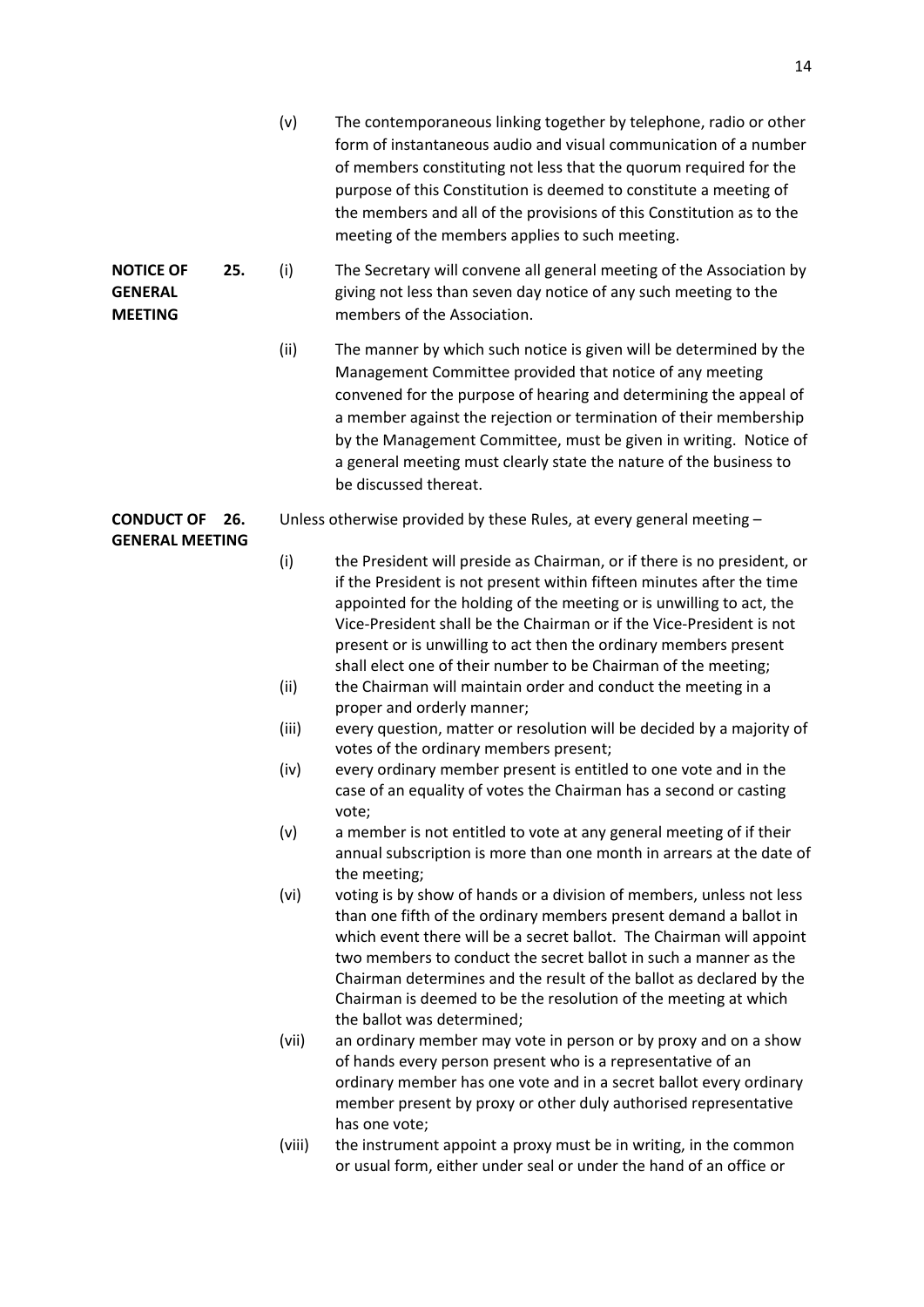(v) The contemporaneous linking together by telephone, radio or other form of instantaneous audio and visual communication of a number of members constituting not less that the quorum required for the purpose of this Constitution is deemed to constitute a meeting of the members and all of the provisions of this Constitution as to the meeting of the members applies to such meeting.

**NOTICE OF GENERAL MEETING**

**25.** (i) The Secretary will convene all general meeting of the Association by giving not less than seven day notice of any such meeting to the members of the Association.

(ii) The manner by which such notice is given will be determined by the Management Committee provided that notice of any meeting convened for the purpose of hearing and determining the appeal of a member against the rejection or termination of their membership by the Management Committee, must be given in writing. Notice of a general meeting must clearly state the nature of the business to be discussed thereat.

**CONDUCT OF GENERAL MEETING**

**26.** Unless otherwise provided by these Rules, at every general meeting –

(i) the President will preside as Chairman, or if there is no president, or if the President is not present within fifteen minutes after the time appointed for the holding of the meeting or is unwilling to act, the Vice-President shall be the Chairman or if the Vice-President is not present or is unwilling to act then the ordinary members present shall elect one of their number to be Chairman of the meeting;

(ii) the Chairman will maintain order and conduct the meeting in a proper and orderly manner;

(iii) every question, matter or resolution will be decided by a majority of votes of the ordinary members present;

(iv) every ordinary member present is entitled to one vote and in the case of an equality of votes the Chairman has a second or casting vote;

(v) a member is not entitled to vote at any general meeting of if their annual subscription is more than one month in arrears at the date of the meeting;

(vi) voting is by show of hands or a division of members, unless not less than one fifth of the ordinary members present demand a ballot in which event there will be a secret ballot. The Chairman will appoint two members to conduct the secret ballot in such a manner as the Chairman determines and the result of the ballot as declared by the Chairman is deemed to be the resolution of the meeting at which the ballot was determined;

(vii) an ordinary member may vote in person or by proxy and on a show of hands every person present who is a representative of an ordinary member has one vote and in a secret ballot every ordinary member present by proxy or other duly authorised representative has one vote;

(viii) the instrument appoint a proxy must be in writing, in the common or usual form, either under seal or under the hand of an office or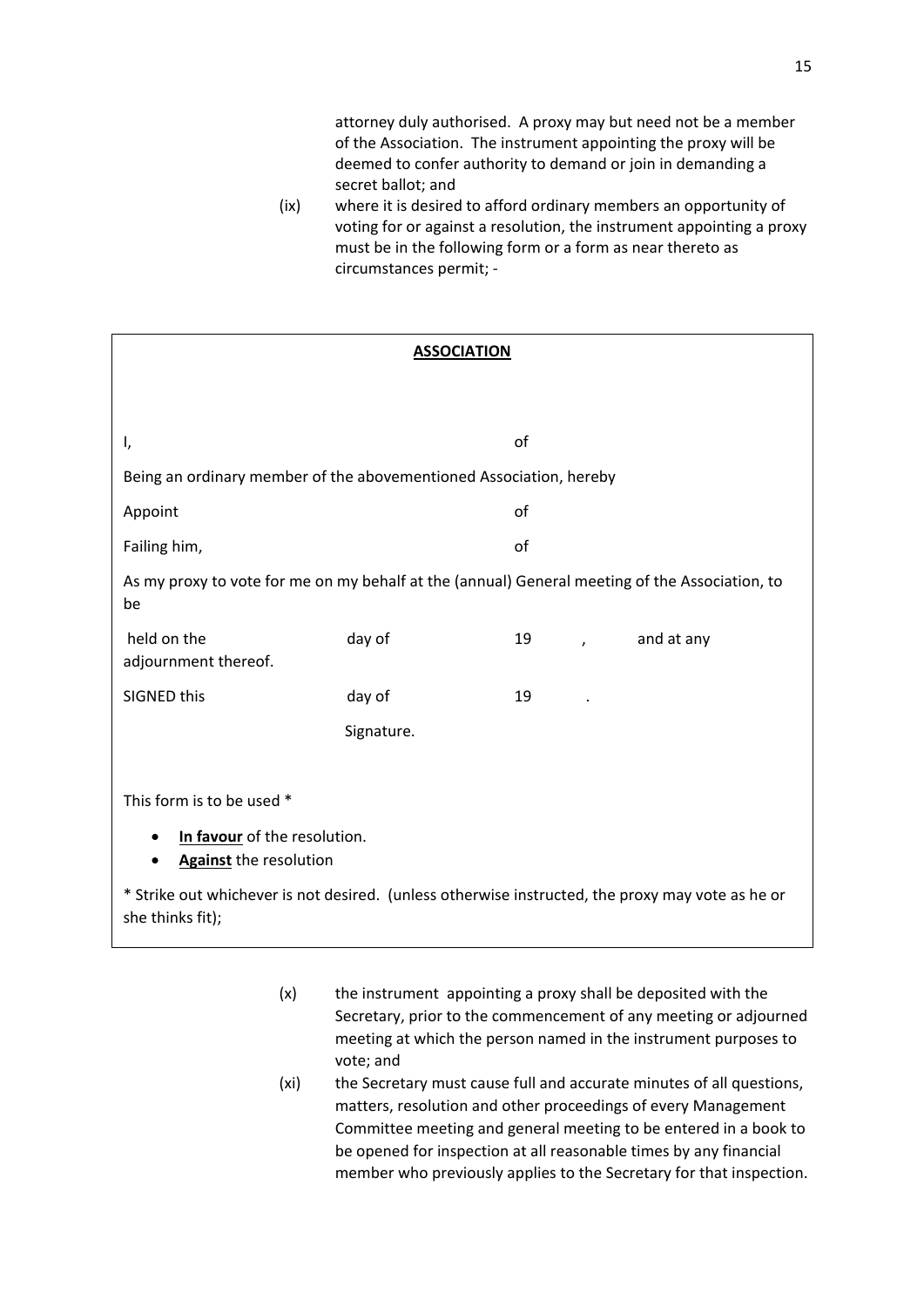attorney duly authorised. A proxy may but need not be a member of the Association. The instrument appointing the proxy will be deemed to confer authority to demand or join in demanding a secret ballot; and

(ix) where it is desired to afford ordinary members an opportunity of voting for or against a resolution, the instrument appointing a proxy must be in the following form or a form as near thereto as circumstances permit; -

---

**<u>ASSOCIATION</u>**

I, &nbsp;&nbsp;&nbsp;&nbsp;&nbsp;&nbsp;&nbsp;&nbsp;&nbsp;&nbsp;&nbsp;&nbsp;&nbsp;&nbsp;&nbsp;&nbsp;&nbsp;&nbsp;&nbsp;&nbsp;&nbsp;&nbsp;&nbsp;&nbsp;&nbsp;&nbsp;&nbsp;&nbsp;&nbsp;&nbsp; of

Being an ordinary member of the abovementioned Association, hereby

Appoint &nbsp;&nbsp;&nbsp;&nbsp;&nbsp;&nbsp;&nbsp;&nbsp;&nbsp;&nbsp;&nbsp;&nbsp;&nbsp;&nbsp;&nbsp;&nbsp;&nbsp;&nbsp;&nbsp;&nbsp;&nbsp;&nbsp;&nbsp;&nbsp; of

Failing him, &nbsp;&nbsp;&nbsp;&nbsp;&nbsp;&nbsp;&nbsp;&nbsp;&nbsp;&nbsp;&nbsp;&nbsp;&nbsp;&nbsp;&nbsp;&nbsp;&nbsp;&nbsp;&nbsp;&nbsp; of

As my proxy to vote for me on my behalf at the (annual) General meeting of the Association, to be

held on the &nbsp;&nbsp;&nbsp;&nbsp;&nbsp;&nbsp;&nbsp;&nbsp;&nbsp;&nbsp; day of &nbsp;&nbsp;&nbsp;&nbsp;&nbsp;&nbsp;&nbsp;&nbsp;&nbsp;&nbsp; 19 &nbsp;&nbsp;&nbsp;&nbsp; , &nbsp;&nbsp;&nbsp;&nbsp; and at any adjournment thereof.

SIGNED this &nbsp;&nbsp;&nbsp;&nbsp;&nbsp;&nbsp;&nbsp;&nbsp;&nbsp;&nbsp; day of &nbsp;&nbsp;&nbsp;&nbsp;&nbsp;&nbsp;&nbsp;&nbsp;&nbsp;&nbsp; 19 &nbsp;&nbsp;&nbsp;&nbsp; .

Signature.

This form is to be used *

- **<u>In favour</u>** of the resolution.
- **<u>Against</u>** the resolution

* Strike out whichever is not desired. (unless otherwise instructed, the proxy may vote as he or she thinks fit);

---

(x) the instrument appointing a proxy shall be deposited with the Secretary, prior to the commencement of any meeting or adjourned meeting at which the person named in the instrument purposes to vote; and

(xi) the Secretary must cause full and accurate minutes of all questions, matters, resolution and other proceedings of every Management Committee meeting and general meeting to be entered in a book to be opened for inspection at all reasonable times by any financial member who previously applies to the Secretary for that inspection.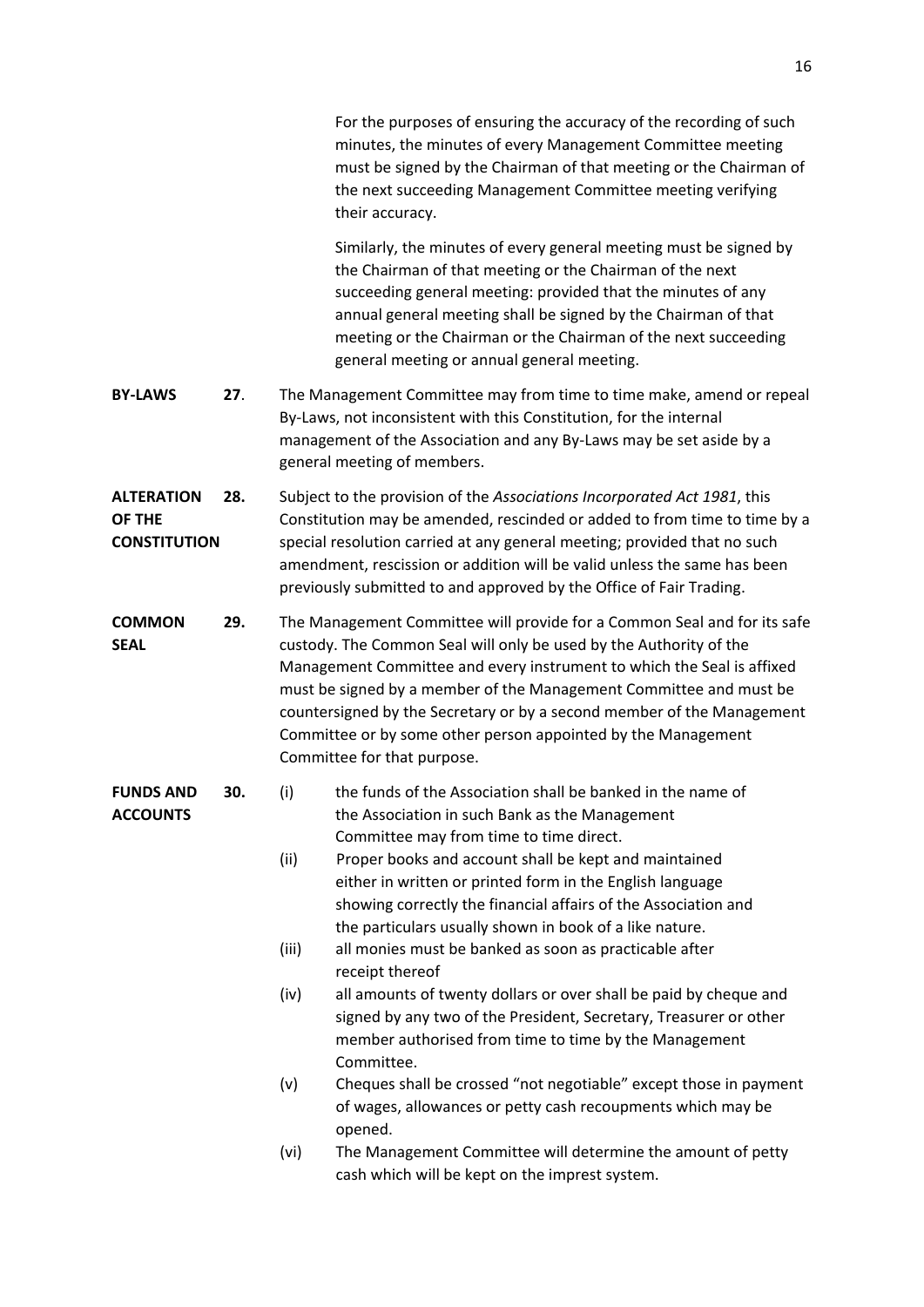For the purposes of ensuring the accuracy of the recording of such minutes, the minutes of every Management Committee meeting must be signed by the Chairman of that meeting or the Chairman of the next succeeding Management Committee meeting verifying their accuracy.

Similarly, the minutes of every general meeting must be signed by the Chairman of that meeting or the Chairman of the next succeeding general meeting: provided that the minutes of any annual general meeting shall be signed by the Chairman of that meeting or the Chairman or the Chairman of the next succeeding general meeting or annual general meeting.

**BY-LAWS** **27**. The Management Committee may from time to time make, amend or repeal By-Laws, not inconsistent with this Constitution, for the internal management of the Association and any By-Laws may be set aside by a general meeting of members.

**ALTERATION OF THE CONSTITUTION** **28.** Subject to the provision of the *Associations Incorporated Act 1981*, this Constitution may be amended, rescinded or added to from time to time by a special resolution carried at any general meeting; provided that no such amendment, rescission or addition will be valid unless the same has been previously submitted to and approved by the Office of Fair Trading.

**COMMON SEAL** **29.** The Management Committee will provide for a Common Seal and for its safe custody. The Common Seal will only be used by the Authority of the Management Committee and every instrument to which the Seal is affixed must be signed by a member of the Management Committee and must be countersigned by the Secretary or by a second member of the Management Committee or by some other person appointed by the Management Committee for that purpose.

**FUNDS AND ACCOUNTS** **30.**

(i) the funds of the Association shall be banked in the name of the Association in such Bank as the Management Committee may from time to time direct.

(ii) Proper books and account shall be kept and maintained either in written or printed form in the English language showing correctly the financial affairs of the Association and the particulars usually shown in book of a like nature.

(iii) all monies must be banked as soon as practicable after receipt thereof

(iv) all amounts of twenty dollars or over shall be paid by cheque and signed by any two of the President, Secretary, Treasurer or other member authorised from time to time by the Management Committee.

(v) Cheques shall be crossed "not negotiable" except those in payment of wages, allowances or petty cash recoupments which may be opened.

(vi) The Management Committee will determine the amount of petty cash which will be kept on the imprest system.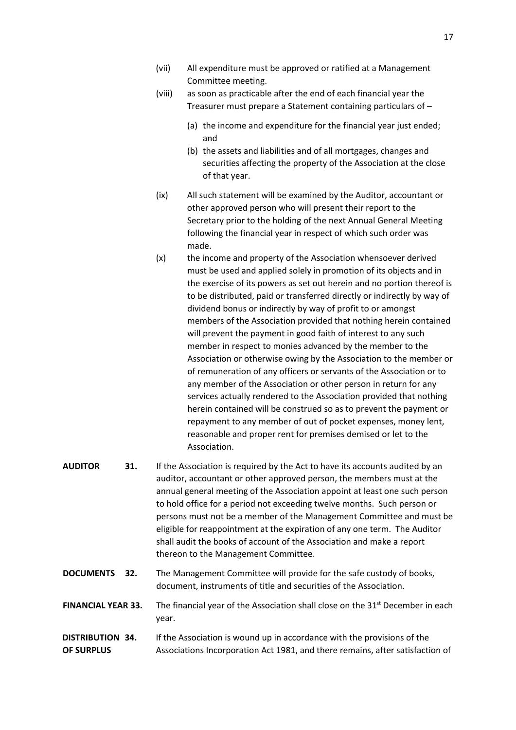(vii) All expenditure must be approved or ratified at a Management Committee meeting.

(viii) as soon as practicable after the end of each financial year the Treasurer must prepare a Statement containing particulars of –

(a) the income and expenditure for the financial year just ended; and

(b) the assets and liabilities and of all mortgages, changes and securities affecting the property of the Association at the close of that year.

(ix) All such statement will be examined by the Auditor, accountant or other approved person who will present their report to the Secretary prior to the holding of the next Annual General Meeting following the financial year in respect of which such order was made.

(x) the income and property of the Association whensoever derived must be used and applied solely in promotion of its objects and in the exercise of its powers as set out herein and no portion thereof is to be distributed, paid or transferred directly or indirectly by way of dividend bonus or indirectly by way of profit to or amongst members of the Association provided that nothing herein contained will prevent the payment in good faith of interest to any such member in respect to monies advanced by the member to the Association or otherwise owing by the Association to the member or of remuneration of any officers or servants of the Association or to any member of the Association or other person in return for any services actually rendered to the Association provided that nothing herein contained will be construed so as to prevent the payment or repayment to any member of out of pocket expenses, money lent, reasonable and proper rent for premises demised or let to the Association.

**AUDITOR** **31.** If the Association is required by the Act to have its accounts audited by an auditor, accountant or other approved person, the members must at the annual general meeting of the Association appoint at least one such person to hold office for a period not exceeding twelve months. Such person or persons must not be a member of the Management Committee and must be eligible for reappointment at the expiration of any one term. The Auditor shall audit the books of account of the Association and make a report thereon to the Management Committee.

**DOCUMENTS** **32.** The Management Committee will provide for the safe custody of books, document, instruments of title and securities of the Association.

**FINANCIAL YEAR** **33.** The financial year of the Association shall close on the 31st December in each year.

**DISTRIBUTION OF SURPLUS** **34.** If the Association is wound up in accordance with the provisions of the Associations Incorporation Act 1981, and there remains, after satisfaction of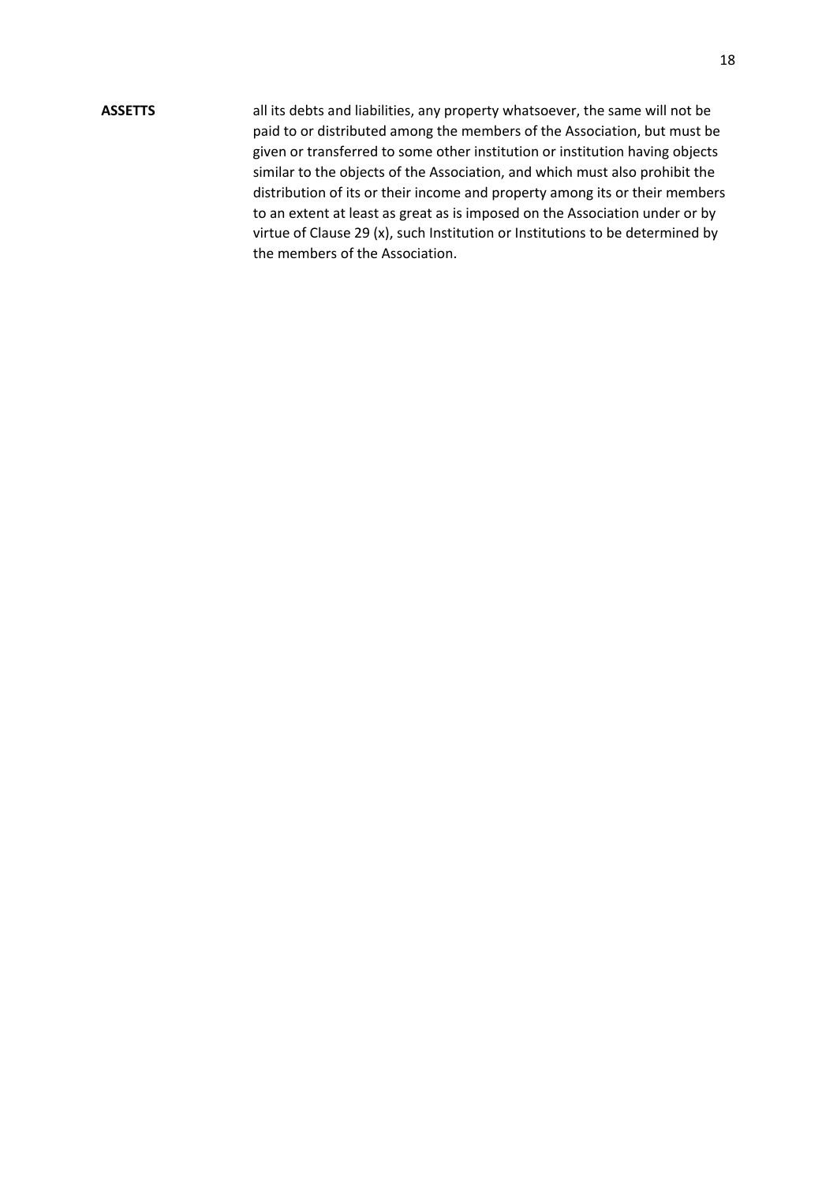**ASSETTS** all its debts and liabilities, any property whatsoever, the same will not be paid to or distributed among the members of the Association, but must be given or transferred to some other institution or institution having objects similar to the objects of the Association, and which must also prohibit the distribution of its or their income and property among its or their members to an extent at least as great as is imposed on the Association under or by virtue of Clause 29 (x), such Institution or Institutions to be determined by the members of the Association.